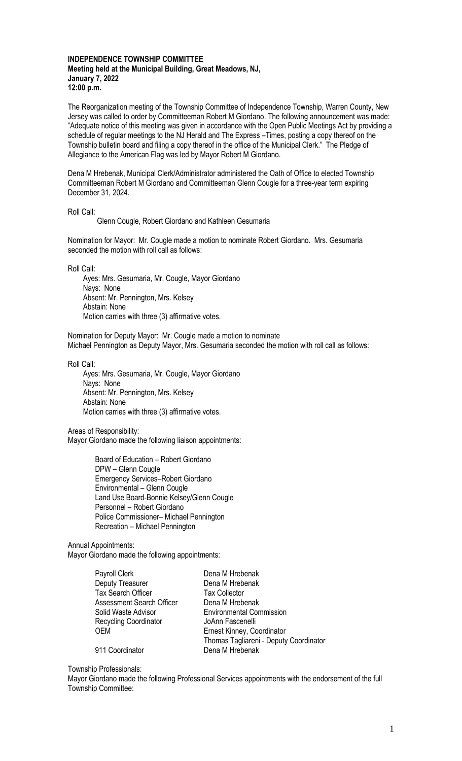**INDEPENDENCE TOWNSHIP COMMITTEE**
**Meeting held at the Municipal Building, Great Meadows, NJ,**
**January 7, 2022**
**12:00 p.m.**

The Reorganization meeting of the Township Committee of Independence Township, Warren County, New Jersey was called to order by Committeeman Robert M Giordano. The following announcement was made: "Adequate notice of this meeting was given in accordance with the Open Public Meetings Act by providing a schedule of regular meetings to the NJ Herald and The Express –Times, posting a copy thereof on the Township bulletin board and filing a copy thereof in the office of the Municipal Clerk." The Pledge of Allegiance to the American Flag was led by Mayor Robert M Giordano.

Dena M Hrebenak, Municipal Clerk/Administrator administered the Oath of Office to elected Township Committeeman Robert M Giordano and Committeeman Glenn Cougle for a three-year term expiring December 31, 2024.

Roll Call:

Glenn Cougle, Robert Giordano and Kathleen Gesumaria

Nomination for Mayor: Mr. Cougle made a motion to nominate Robert Giordano. Mrs. Gesumaria seconded the motion with roll call as follows:

Roll Call:

Ayes: Mrs. Gesumaria, Mr. Cougle, Mayor Giordano
Nays: None
Absent: Mr. Pennington, Mrs. Kelsey
Abstain: None
Motion carries with three (3) affirmative votes.

Nomination for Deputy Mayor: Mr. Cougle made a motion to nominate Michael Pennington as Deputy Mayor, Mrs. Gesumaria seconded the motion with roll call as follows:

Roll Call:

Ayes: Mrs. Gesumaria, Mr. Cougle, Mayor Giordano
Nays: None
Absent: Mr. Pennington, Mrs. Kelsey
Abstain: None
Motion carries with three (3) affirmative votes.

Areas of Responsibility:
Mayor Giordano made the following liaison appointments:

Board of Education – Robert Giordano
DPW – Glenn Cougle
Emergency Services–Robert Giordano
Environmental – Glenn Cougle
Land Use Board-Bonnie Kelsey/Glenn Cougle
Personnel – Robert Giordano
Police Commissioner– Michael Pennington
Recreation – Michael Pennington

Annual Appointments:
Mayor Giordano made the following appointments:

| | |
|---|---|
| Payroll Clerk | Dena M Hrebenak |
| Deputy Treasurer | Dena M Hrebenak |
| Tax Search Officer | Tax Collector |
| Assessment Search Officer | Dena M Hrebenak |
| Solid Waste Advisor | Environmental Commission |
| Recycling Coordinator | JoAnn Fascenelli |
| OEM | Ernest Kinney, Coordinator |
| | Thomas Tagliareni - Deputy Coordinator |
| 911 Coordinator | Dena M Hrebenak |

Township Professionals:
Mayor Giordano made the following Professional Services appointments with the endorsement of the full Township Committee: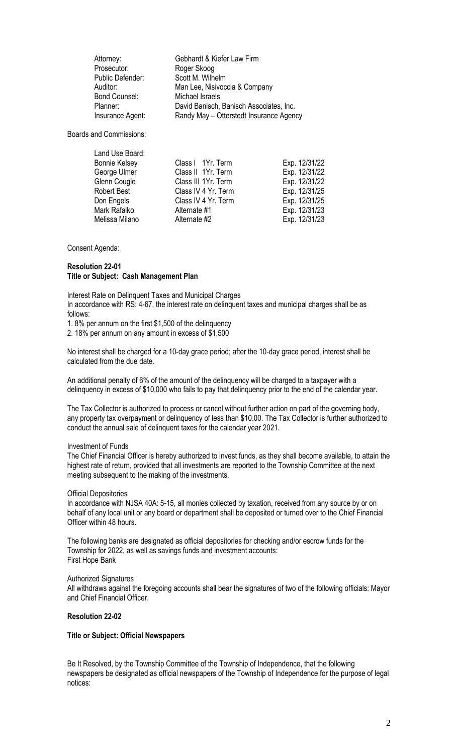| | |
|---|---|
| Attorney: | Gebhardt & Kiefer Law Firm |
| Prosecutor: | Roger Skoog |
| Public Defender: | Scott M. Wilhelm |
| Auditor: | Man Lee, Nisivoccia & Company |
| Bond Counsel: | Michael Israels |
| Planner: | David Banisch, Banisch Associates, Inc. |
| Insurance Agent: | Randy May – Otterstedt Insurance Agency |

Boards and Commissions:

| Land Use Board: | | |
|---|---|---|
| Bonnie Kelsey | Class I 1Yr. Term | Exp. 12/31/22 |
| George Ulmer | Class II 1Yr. Term | Exp. 12/31/22 |
| Glenn Cougle | Class III 1Yr. Term | Exp. 12/31/22 |
| Robert Best | Class IV 4 Yr. Term | Exp. 12/31/25 |
| Don Engels | Class IV 4 Yr. Term | Exp. 12/31/25 |
| Mark Rafalko | Alternate #1 | Exp. 12/31/23 |
| Melissa Milano | Alternate #2 | Exp. 12/31/23 |

Consent Agenda:

**Resolution 22-01**
**Title or Subject: Cash Management Plan**

Interest Rate on Delinquent Taxes and Municipal Charges
In accordance with RS: 4-67, the interest rate on delinquent taxes and municipal charges shall be as follows:

1. 8% per annum on the first $1,500 of the delinquency
2. 18% per annum on any amount in excess of $1,500

No interest shall be charged for a 10-day grace period; after the 10-day grace period, interest shall be calculated from the due date.

An additional penalty of 6% of the amount of the delinquency will be charged to a taxpayer with a delinquency in excess of $10,000 who fails to pay that delinquency prior to the end of the calendar year.

The Tax Collector is authorized to process or cancel without further action on part of the governing body, any property tax overpayment or delinquency of less than $10.00. The Tax Collector is further authorized to conduct the annual sale of delinquent taxes for the calendar year 2021.

Investment of Funds
The Chief Financial Officer is hereby authorized to invest funds, as they shall become available, to attain the highest rate of return, provided that all investments are reported to the Township Committee at the next meeting subsequent to the making of the investments.

Official Depositories
In accordance with NJSA 40A: 5-15, all monies collected by taxation, received from any source by or on behalf of any local unit or any board or department shall be deposited or turned over to the Chief Financial Officer within 48 hours.

The following banks are designated as official depositories for checking and/or escrow funds for the Township for 2022, as well as savings funds and investment accounts:
First Hope Bank

Authorized Signatures
All withdraws against the foregoing accounts shall bear the signatures of two of the following officials: Mayor and Chief Financial Officer.

**Resolution 22-02**

**Title or Subject: Official Newspapers**

Be It Resolved, by the Township Committee of the Township of Independence, that the following newspapers be designated as official newspapers of the Township of Independence for the purpose of legal notices: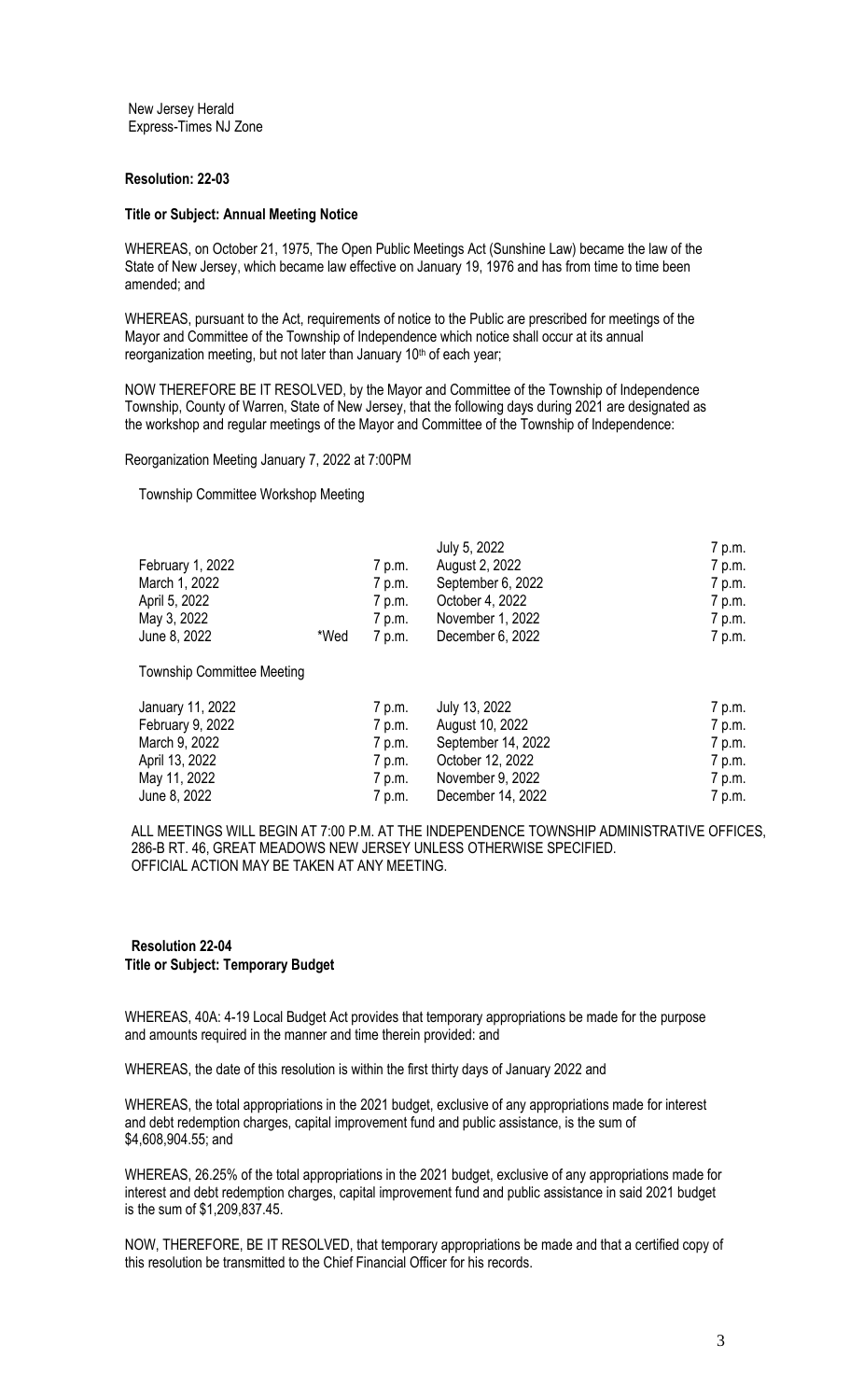New Jersey Herald
Express-Times NJ Zone

**Resolution: 22-03**

**Title or Subject: Annual Meeting Notice**

WHEREAS, on October 21, 1975, The Open Public Meetings Act (Sunshine Law) became the law of the State of New Jersey, which became law effective on January 19, 1976 and has from time to time been amended; and

WHEREAS, pursuant to the Act, requirements of notice to the Public are prescribed for meetings of the Mayor and Committee of the Township of Independence which notice shall occur at its annual reorganization meeting, but not later than January 10th of each year;

NOW THEREFORE BE IT RESOLVED, by the Mayor and Committee of the Township of Independence Township, County of Warren, State of New Jersey, that the following days during 2021 are designated as the workshop and regular meetings of the Mayor and Committee of the Township of Independence:

Reorganization Meeting January 7, 2022 at 7:00PM

Township Committee Workshop Meeting

| | | | | |
|---|---|---|---|---|
| | | | July 5, 2022 | 7 p.m. |
| February 1, 2022 | | 7 p.m. | August 2, 2022 | 7 p.m. |
| March 1, 2022 | | 7 p.m. | September 6, 2022 | 7 p.m. |
| April 5, 2022 | | 7 p.m. | October 4, 2022 | 7 p.m. |
| May 3, 2022 | | 7 p.m. | November 1, 2022 | 7 p.m. |
| June 8, 2022 | *Wed | 7 p.m. | December 6, 2022 | 7 p.m. |

Township Committee Meeting

| | | | |
|---|---|---|---|
| January 11, 2022 | 7 p.m. | July 13, 2022 | 7 p.m. |
| February 9, 2022 | 7 p.m. | August 10, 2022 | 7 p.m. |
| March 9, 2022 | 7 p.m. | September 14, 2022 | 7 p.m. |
| April 13, 2022 | 7 p.m. | October 12, 2022 | 7 p.m. |
| May 11, 2022 | 7 p.m. | November 9, 2022 | 7 p.m. |
| June 8, 2022 | 7 p.m. | December 14, 2022 | 7 p.m. |

ALL MEETINGS WILL BEGIN AT 7:00 P.M. AT THE INDEPENDENCE TOWNSHIP ADMINISTRATIVE OFFICES, 286-B RT. 46, GREAT MEADOWS NEW JERSEY UNLESS OTHERWISE SPECIFIED.
OFFICIAL ACTION MAY BE TAKEN AT ANY MEETING.

**Resolution 22-04**
**Title or Subject: Temporary Budget**

WHEREAS, 40A: 4-19 Local Budget Act provides that temporary appropriations be made for the purpose and amounts required in the manner and time therein provided: and

WHEREAS, the date of this resolution is within the first thirty days of January 2022 and

WHEREAS, the total appropriations in the 2021 budget, exclusive of any appropriations made for interest and debt redemption charges, capital improvement fund and public assistance, is the sum of $4,608,904.55; and

WHEREAS, 26.25% of the total appropriations in the 2021 budget, exclusive of any appropriations made for interest and debt redemption charges, capital improvement fund and public assistance in said 2021 budget is the sum of $1,209,837.45.

NOW, THEREFORE, BE IT RESOLVED, that temporary appropriations be made and that a certified copy of this resolution be transmitted to the Chief Financial Officer for his records.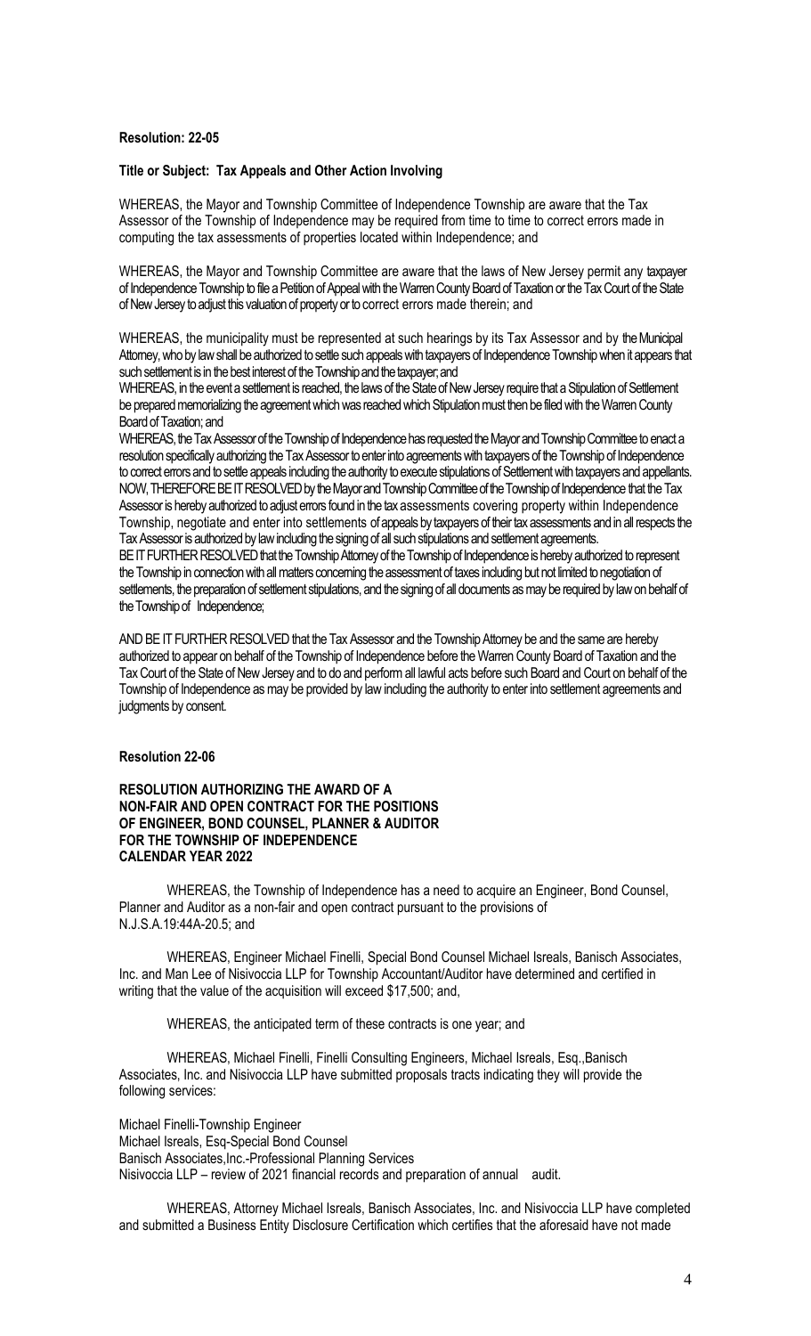**Resolution: 22-05**

**Title or Subject: Tax Appeals and Other Action Involving**

WHEREAS, the Mayor and Township Committee of Independence Township are aware that the Tax Assessor of the Township of Independence may be required from time to time to correct errors made in computing the tax assessments of properties located within Independence; and

WHEREAS, the Mayor and Township Committee are aware that the laws of New Jersey permit any taxpayer of Independence Township to file a Petition of Appeal with the Warren County Board of Taxation or the Tax Court of the State of New Jersey to adjust this valuation of property or to correct errors made therein; and

WHEREAS, the municipality must be represented at such hearings by its Tax Assessor and by the Municipal Attorney, who by law shall be authorized to settle such appeals with taxpayers of Independence Township when it appears that such settlement is in the best interest of the Township and the taxpayer; and

WHEREAS, in the event a settlement is reached, the laws of the State of New Jersey require that a Stipulation of Settlement be prepared memorializing the agreement which was reached which Stipulation must then be filed with the Warren County Board of Taxation; and

WHEREAS, the Tax Assessor of the Township of Independence has requested the Mayor and Township Committee to enact a resolution specifically authorizing the Tax Assessor to enter into agreements with taxpayers of the Township of Independence to correct errors and to settle appeals including the authority to execute stipulations of Settlement with taxpayers and appellants.

NOW, THEREFORE BE IT RESOLVED by the Mayor and Township Committee of the Township of Independence that the Tax Assessor is hereby authorized to adjust errors found in the tax assessments covering property within Independence Township, negotiate and enter into settlements of appeals by taxpayers of their tax assessments and in all respects the Tax Assessor is authorized by law including the signing of all such stipulations and settlement agreements.

BE IT FURTHER RESOLVED that the Township Attorney of the Township of Independence is hereby authorized to represent the Township in connection with all matters concerning the assessment of taxes including but not limited to negotiation of settlements, the preparation of settlement stipulations, and the signing of all documents as may be required by law on behalf of the Township of Independence;

AND BE IT FURTHER RESOLVED that the Tax Assessor and the Township Attorney be and the same are hereby authorized to appear on behalf of the Township of Independence before the Warren County Board of Taxation and the Tax Court of the State of New Jersey and to do and perform all lawful acts before such Board and Court on behalf of the Township of Independence as may be provided by law including the authority to enter into settlement agreements and judgments by consent.

**Resolution 22-06**

**RESOLUTION AUTHORIZING THE AWARD OF A NON-FAIR AND OPEN CONTRACT FOR THE POSITIONS OF ENGINEER, BOND COUNSEL, PLANNER & AUDITOR FOR THE TOWNSHIP OF INDEPENDENCE CALENDAR YEAR 2022**

WHEREAS, the Township of Independence has a need to acquire an Engineer, Bond Counsel, Planner and Auditor as a non-fair and open contract pursuant to the provisions of N.J.S.A.19:44A-20.5; and

WHEREAS, Engineer Michael Finelli, Special Bond Counsel Michael Isreals, Banisch Associates, Inc. and Man Lee of Nisivoccia LLP for Township Accountant/Auditor have determined and certified in writing that the value of the acquisition will exceed $17,500; and,

WHEREAS, the anticipated term of these contracts is one year; and

WHEREAS, Michael Finelli, Finelli Consulting Engineers, Michael Isreals, Esq.,Banisch Associates, Inc. and Nisivoccia LLP have submitted proposals tracts indicating they will provide the following services:

Michael Finelli-Township Engineer
Michael Isreals, Esq-Special Bond Counsel
Banisch Associates,Inc.-Professional Planning Services
Nisivoccia LLP – review of 2021 financial records and preparation of annual audit.

WHEREAS, Attorney Michael Isreals, Banisch Associates, Inc. and Nisivoccia LLP have completed and submitted a Business Entity Disclosure Certification which certifies that the aforesaid have not made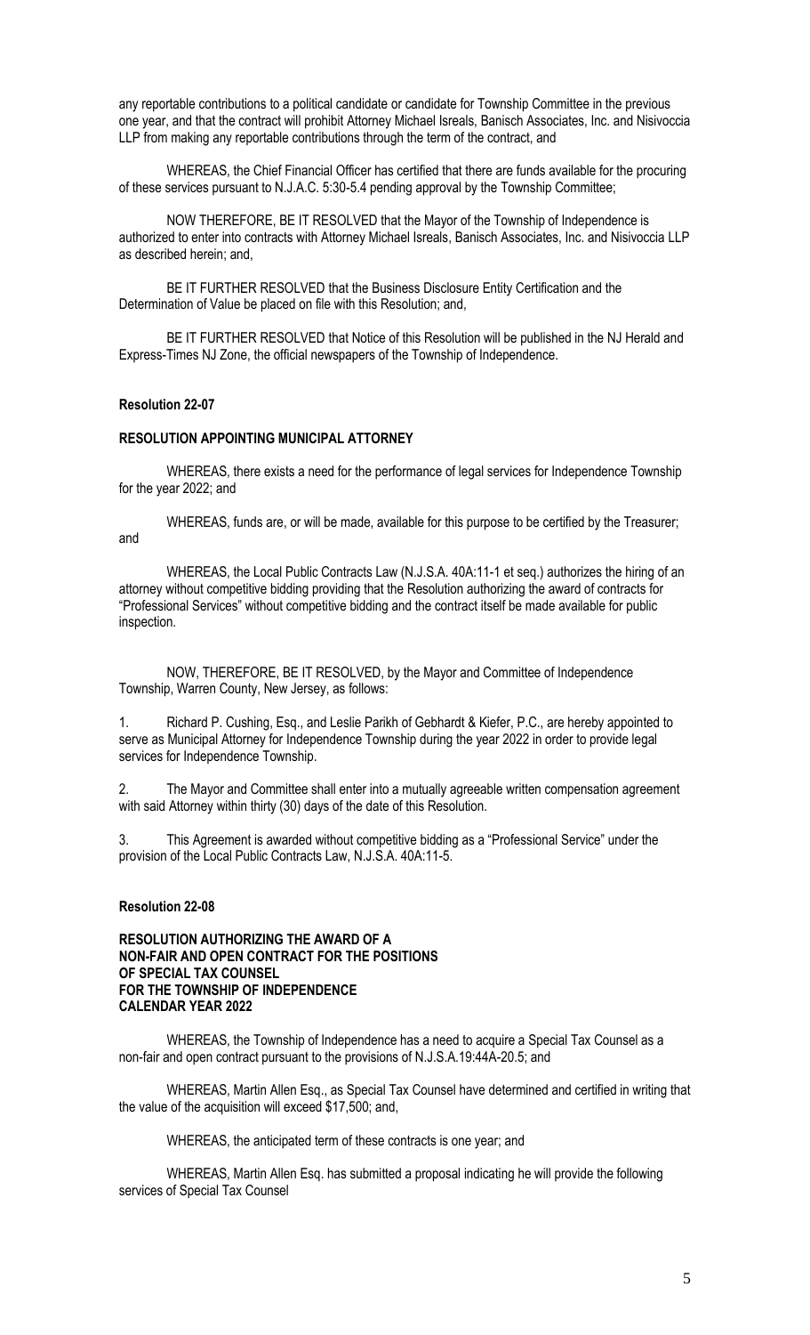any reportable contributions to a political candidate or candidate for Township Committee in the previous one year, and that the contract will prohibit Attorney Michael Isreals, Banisch Associates, Inc. and Nisivoccia LLP from making any reportable contributions through the term of the contract, and

WHEREAS, the Chief Financial Officer has certified that there are funds available for the procuring of these services pursuant to N.J.A.C. 5:30-5.4 pending approval by the Township Committee;

NOW THEREFORE, BE IT RESOLVED that the Mayor of the Township of Independence is authorized to enter into contracts with Attorney Michael Isreals, Banisch Associates, Inc. and Nisivoccia LLP as described herein; and,

BE IT FURTHER RESOLVED that the Business Disclosure Entity Certification and the Determination of Value be placed on file with this Resolution; and,

BE IT FURTHER RESOLVED that Notice of this Resolution will be published in the NJ Herald and Express-Times NJ Zone, the official newspapers of the Township of Independence.

**Resolution 22-07**

**RESOLUTION APPOINTING MUNICIPAL ATTORNEY**

WHEREAS, there exists a need for the performance of legal services for Independence Township for the year 2022; and

WHEREAS, funds are, or will be made, available for this purpose to be certified by the Treasurer; and

WHEREAS, the Local Public Contracts Law (N.J.S.A. 40A:11-1 et seq.) authorizes the hiring of an attorney without competitive bidding providing that the Resolution authorizing the award of contracts for "Professional Services" without competitive bidding and the contract itself be made available for public inspection.

NOW, THEREFORE, BE IT RESOLVED, by the Mayor and Committee of Independence Township, Warren County, New Jersey, as follows:

1. Richard P. Cushing, Esq., and Leslie Parikh of Gebhardt & Kiefer, P.C., are hereby appointed to serve as Municipal Attorney for Independence Township during the year 2022 in order to provide legal services for Independence Township.

2. The Mayor and Committee shall enter into a mutually agreeable written compensation agreement with said Attorney within thirty (30) days of the date of this Resolution.

3. This Agreement is awarded without competitive bidding as a "Professional Service" under the provision of the Local Public Contracts Law, N.J.S.A. 40A:11-5.

**Resolution 22-08**

**RESOLUTION AUTHORIZING THE AWARD OF A NON-FAIR AND OPEN CONTRACT FOR THE POSITIONS OF SPECIAL TAX COUNSEL FOR THE TOWNSHIP OF INDEPENDENCE CALENDAR YEAR 2022**

WHEREAS, the Township of Independence has a need to acquire a Special Tax Counsel as a non-fair and open contract pursuant to the provisions of N.J.S.A.19:44A-20.5; and

WHEREAS, Martin Allen Esq., as Special Tax Counsel have determined and certified in writing that the value of the acquisition will exceed $17,500; and,

WHEREAS, the anticipated term of these contracts is one year; and

WHEREAS, Martin Allen Esq. has submitted a proposal indicating he will provide the following services of Special Tax Counsel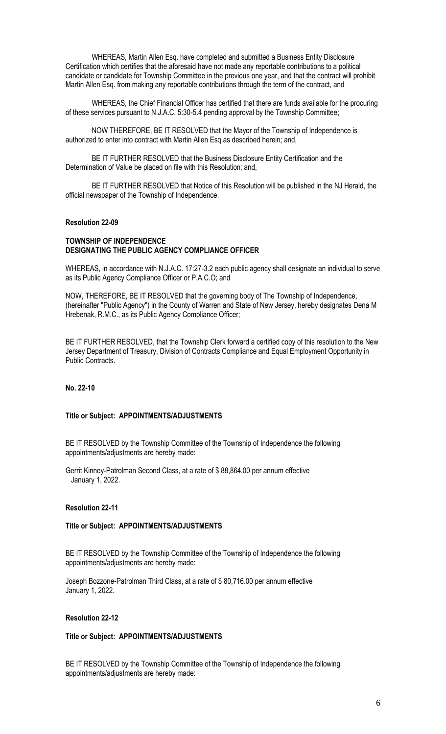WHEREAS, Martin Allen Esq. have completed and submitted a Business Entity Disclosure Certification which certifies that the aforesaid have not made any reportable contributions to a political candidate or candidate for Township Committee in the previous one year, and that the contract will prohibit Martin Allen Esq. from making any reportable contributions through the term of the contract, and

WHEREAS, the Chief Financial Officer has certified that there are funds available for the procuring of these services pursuant to N.J.A.C. 5:30-5.4 pending approval by the Township Committee;

NOW THEREFORE, BE IT RESOLVED that the Mayor of the Township of Independence is authorized to enter into contract with Martin Allen Esq.as described herein; and,

BE IT FURTHER RESOLVED that the Business Disclosure Entity Certification and the Determination of Value be placed on file with this Resolution; and,

BE IT FURTHER RESOLVED that Notice of this Resolution will be published in the NJ Herald, the official newspaper of the Township of Independence.

**Resolution 22-09**

**TOWNSHIP OF INDEPENDENCE**
**DESIGNATING THE PUBLIC AGENCY COMPLIANCE OFFICER**

WHEREAS, in accordance with N.J.A.C. 17:27-3.2 each public agency shall designate an individual to serve as its Public Agency Compliance Officer or P.A.C.O; and

NOW, THEREFORE, BE IT RESOLVED that the governing body of The Township of Independence, (hereinafter "Public Agency") in the County of Warren and State of New Jersey, hereby designates Dena M Hrebenak, R.M.C., as its Public Agency Compliance Officer;

BE IT FURTHER RESOLVED, that the Township Clerk forward a certified copy of this resolution to the New Jersey Department of Treasury, Division of Contracts Compliance and Equal Employment Opportunity in Public Contracts.

**No. 22-10**

**Title or Subject: APPOINTMENTS/ADJUSTMENTS**

BE IT RESOLVED by the Township Committee of the Township of Independence the following appointments/adjustments are hereby made:

Gerrit Kinney-Patrolman Second Class, at a rate of $ 88,864.00 per annum effective January 1, 2022.

**Resolution 22-11**

**Title or Subject: APPOINTMENTS/ADJUSTMENTS**

BE IT RESOLVED by the Township Committee of the Township of Independence the following appointments/adjustments are hereby made:

Joseph Bozzone-Patrolman Third Class, at a rate of $ 80,716.00 per annum effective January 1, 2022.

**Resolution 22-12**

**Title or Subject: APPOINTMENTS/ADJUSTMENTS**

BE IT RESOLVED by the Township Committee of the Township of Independence the following appointments/adjustments are hereby made: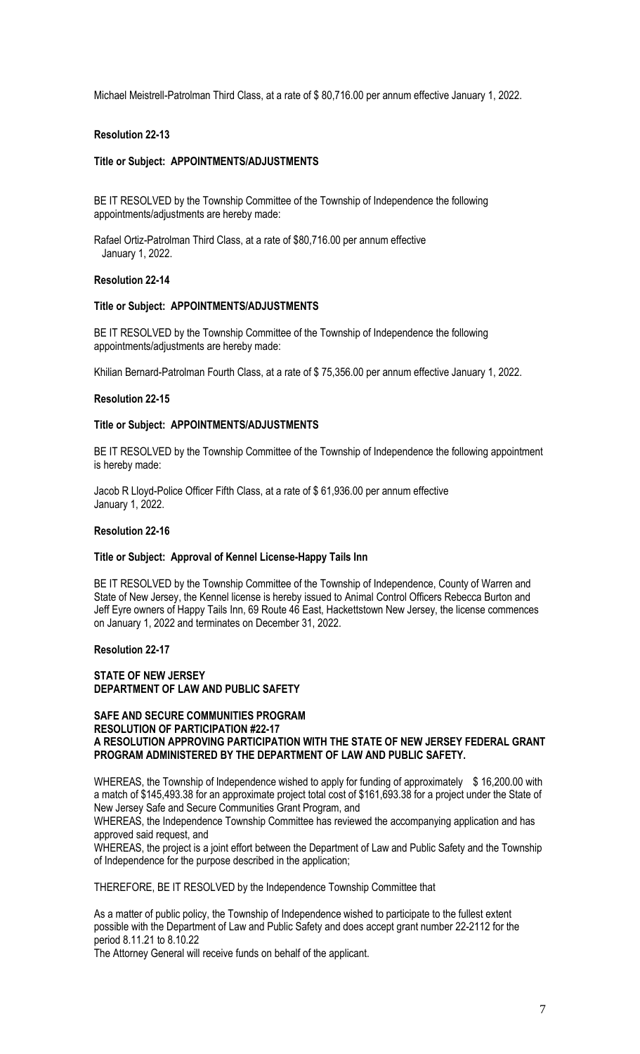Michael Meistrell-Patrolman Third Class, at a rate of $ 80,716.00 per annum effective January 1, 2022.

**Resolution 22-13**

**Title or Subject: APPOINTMENTS/ADJUSTMENTS**

BE IT RESOLVED by the Township Committee of the Township of Independence the following appointments/adjustments are hereby made:

Rafael Ortiz-Patrolman Third Class, at a rate of $80,716.00 per annum effective January 1, 2022.

**Resolution 22-14**

**Title or Subject: APPOINTMENTS/ADJUSTMENTS**

BE IT RESOLVED by the Township Committee of the Township of Independence the following appointments/adjustments are hereby made:

Khilian Bernard-Patrolman Fourth Class, at a rate of $ 75,356.00 per annum effective January 1, 2022.

**Resolution 22-15**

**Title or Subject: APPOINTMENTS/ADJUSTMENTS**

BE IT RESOLVED by the Township Committee of the Township of Independence the following appointment is hereby made:

Jacob R Lloyd-Police Officer Fifth Class, at a rate of $ 61,936.00 per annum effective January 1, 2022.

**Resolution 22-16**

**Title or Subject: Approval of Kennel License-Happy Tails Inn**

BE IT RESOLVED by the Township Committee of the Township of Independence, County of Warren and State of New Jersey, the Kennel license is hereby issued to Animal Control Officers Rebecca Burton and Jeff Eyre owners of Happy Tails Inn, 69 Route 46 East, Hackettstown New Jersey, the license commences on January 1, 2022 and terminates on December 31, 2022.

**Resolution 22-17**

**STATE OF NEW JERSEY**
**DEPARTMENT OF LAW AND PUBLIC SAFETY**

**SAFE AND SECURE COMMUNITIES PROGRAM**
**RESOLUTION OF PARTICIPATION #22-17**
**A RESOLUTION APPROVING PARTICIPATION WITH THE STATE OF NEW JERSEY FEDERAL GRANT PROGRAM ADMINISTERED BY THE DEPARTMENT OF LAW AND PUBLIC SAFETY.**

WHEREAS, the Township of Independence wished to apply for funding of approximately $ 16,200.00 with a match of $145,493.38 for an approximate project total cost of $161,693.38 for a project under the State of New Jersey Safe and Secure Communities Grant Program, and
WHEREAS, the Independence Township Committee has reviewed the accompanying application and has approved said request, and
WHEREAS, the project is a joint effort between the Department of Law and Public Safety and the Township of Independence for the purpose described in the application;

THEREFORE, BE IT RESOLVED by the Independence Township Committee that

As a matter of public policy, the Township of Independence wished to participate to the fullest extent possible with the Department of Law and Public Safety and does accept grant number 22-2112 for the period 8.11.21 to 8.10.22
The Attorney General will receive funds on behalf of the applicant.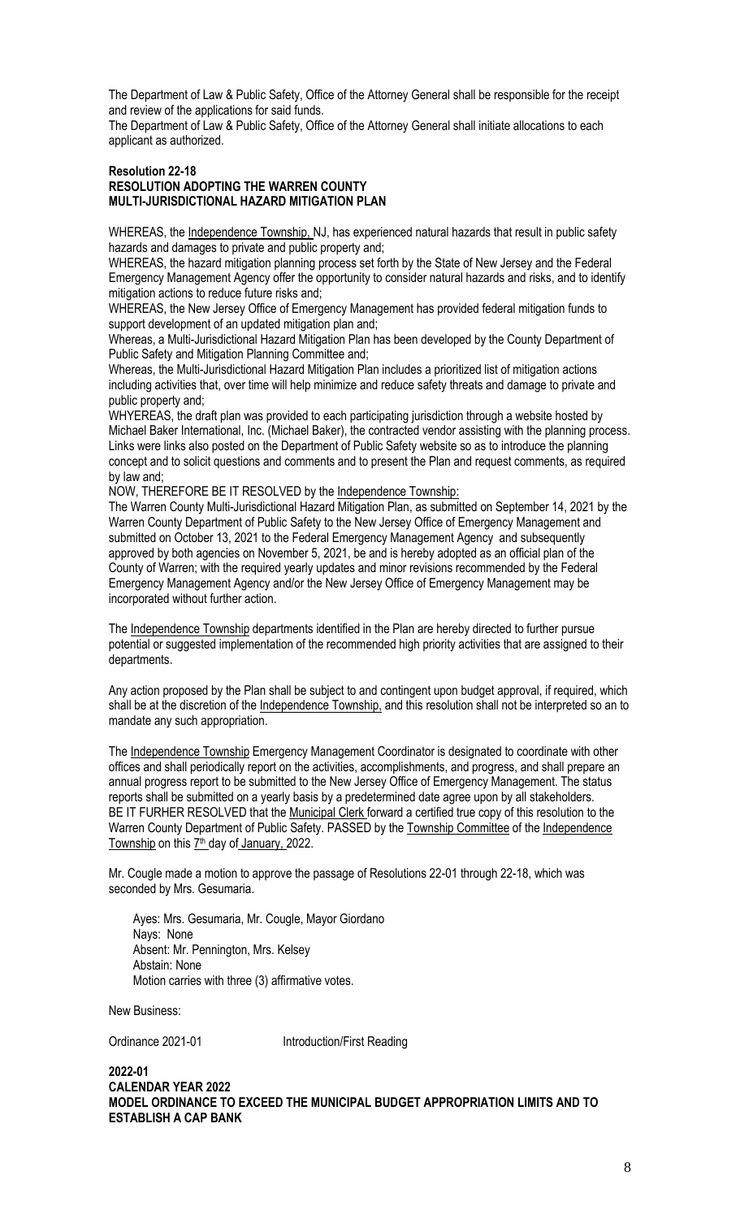The Department of Law & Public Safety, Office of the Attorney General shall be responsible for the receipt and review of the applications for said funds.

The Department of Law & Public Safety, Office of the Attorney General shall initiate allocations to each applicant as authorized.

**Resolution 22-18**
**RESOLUTION ADOPTING THE WARREN COUNTY MULTI-JURISDICTIONAL HAZARD MITIGATION PLAN**

WHEREAS, the Independence Township, NJ, has experienced natural hazards that result in public safety hazards and damages to private and public property and;

WHEREAS, the hazard mitigation planning process set forth by the State of New Jersey and the Federal Emergency Management Agency offer the opportunity to consider natural hazards and risks, and to identify mitigation actions to reduce future risks and;

WHEREAS, the New Jersey Office of Emergency Management has provided federal mitigation funds to support development of an updated mitigation plan and;

Whereas, a Multi-Jurisdictional Hazard Mitigation Plan has been developed by the County Department of Public Safety and Mitigation Planning Committee and;

Whereas, the Multi-Jurisdictional Hazard Mitigation Plan includes a prioritized list of mitigation actions including activities that, over time will help minimize and reduce safety threats and damage to private and public property and;

WHYEREAS, the draft plan was provided to each participating jurisdiction through a website hosted by Michael Baker International, Inc. (Michael Baker), the contracted vendor assisting with the planning process. Links were links also posted on the Department of Public Safety website so as to introduce the planning concept and to solicit questions and comments and to present the Plan and request comments, as required by law and;

NOW, THEREFORE BE IT RESOLVED by the Independence Township:

The Warren County Multi-Jurisdictional Hazard Mitigation Plan, as submitted on September 14, 2021 by the Warren County Department of Public Safety to the New Jersey Office of Emergency Management and submitted on October 13, 2021 to the Federal Emergency Management Agency and subsequently approved by both agencies on November 5, 2021, be and is hereby adopted as an official plan of the County of Warren; with the required yearly updates and minor revisions recommended by the Federal Emergency Management Agency and/or the New Jersey Office of Emergency Management may be incorporated without further action.

The Independence Township departments identified in the Plan are hereby directed to further pursue potential or suggested implementation of the recommended high priority activities that are assigned to their departments.

Any action proposed by the Plan shall be subject to and contingent upon budget approval, if required, which shall be at the discretion of the Independence Township, and this resolution shall not be interpreted so an to mandate any such appropriation.

The Independence Township Emergency Management Coordinator is designated to coordinate with other offices and shall periodically report on the activities, accomplishments, and progress, and shall prepare an annual progress report to be submitted to the New Jersey Office of Emergency Management. The status reports shall be submitted on a yearly basis by a predetermined date agree upon by all stakeholders.

BE IT FURHER RESOLVED that the Municipal Clerk forward a certified true copy of this resolution to the Warren County Department of Public Safety. PASSED by the Township Committee of the Independence Township on this 7th day of January, 2022.

Mr. Cougle made a motion to approve the passage of Resolutions 22-01 through 22-18, which was seconded by Mrs. Gesumaria.

Ayes: Mrs. Gesumaria, Mr. Cougle, Mayor Giordano
Nays: None
Absent: Mr. Pennington, Mrs. Kelsey
Abstain: None
Motion carries with three (3) affirmative votes.

New Business:

Ordinance 2021-01 Introduction/First Reading

**2022-01**
**CALENDAR YEAR 2022**
**MODEL ORDINANCE TO EXCEED THE MUNICIPAL BUDGET APPROPRIATION LIMITS AND TO ESTABLISH A CAP BANK**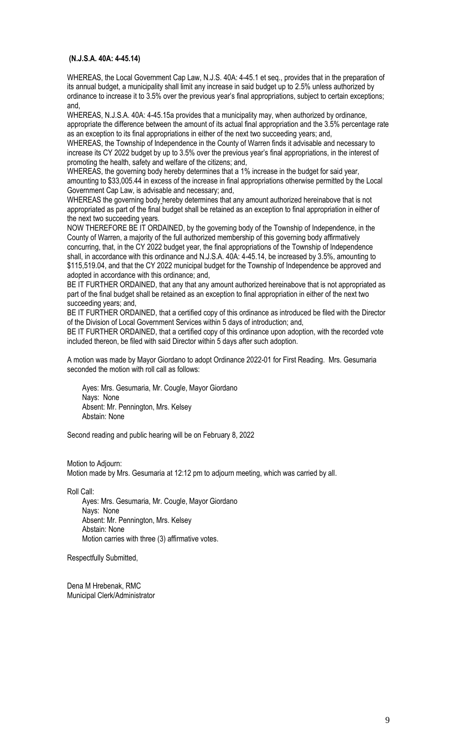**(N.J.S.A. 40A: 4-45.14)**

WHEREAS, the Local Government Cap Law, N.J.S. 40A: 4-45.1 et seq., provides that in the preparation of its annual budget, a municipality shall limit any increase in said budget up to 2.5% unless authorized by ordinance to increase it to 3.5% over the previous year's final appropriations, subject to certain exceptions; and,

WHEREAS, N.J.S.A. 40A: 4-45.15a provides that a municipality may, when authorized by ordinance, appropriate the difference between the amount of its actual final appropriation and the 3.5% percentage rate as an exception to its final appropriations in either of the next two succeeding years; and,

WHEREAS, the Township of Independence in the County of Warren finds it advisable and necessary to increase its CY 2022 budget by up to 3.5% over the previous year's final appropriations, in the interest of promoting the health, safety and welfare of the citizens; and,

WHEREAS, the governing body hereby determines that a 1% increase in the budget for said year, amounting to $33,005.44 in excess of the increase in final appropriations otherwise permitted by the Local Government Cap Law, is advisable and necessary; and,

WHEREAS the governing body hereby determines that any amount authorized hereinabove that is not appropriated as part of the final budget shall be retained as an exception to final appropriation in either of the next two succeeding years.

NOW THEREFORE BE IT ORDAINED, by the governing body of the Township of Independence, in the County of Warren, a majority of the full authorized membership of this governing body affirmatively concurring, that, in the CY 2022 budget year, the final appropriations of the Township of Independence shall, in accordance with this ordinance and N.J.S.A. 40A: 4-45.14, be increased by 3.5%, amounting to $115,519.04, and that the CY 2022 municipal budget for the Township of Independence be approved and adopted in accordance with this ordinance; and,

BE IT FURTHER ORDAINED, that any that any amount authorized hereinabove that is not appropriated as part of the final budget shall be retained as an exception to final appropriation in either of the next two succeeding years; and,

BE IT FURTHER ORDAINED, that a certified copy of this ordinance as introduced be filed with the Director of the Division of Local Government Services within 5 days of introduction; and,

BE IT FURTHER ORDAINED, that a certified copy of this ordinance upon adoption, with the recorded vote included thereon, be filed with said Director within 5 days after such adoption.

A motion was made by Mayor Giordano to adopt Ordinance 2022-01 for First Reading. Mrs. Gesumaria seconded the motion with roll call as follows:

Ayes: Mrs. Gesumaria, Mr. Cougle, Mayor Giordano
Nays: None
Absent: Mr. Pennington, Mrs. Kelsey
Abstain: None

Second reading and public hearing will be on February 8, 2022

Motion to Adjourn:
Motion made by Mrs. Gesumaria at 12:12 pm to adjourn meeting, which was carried by all.

Roll Call:

Ayes: Mrs. Gesumaria, Mr. Cougle, Mayor Giordano
Nays: None
Absent: Mr. Pennington, Mrs. Kelsey
Abstain: None
Motion carries with three (3) affirmative votes.

Respectfully Submitted,

Dena M Hrebenak, RMC
Municipal Clerk/Administrator